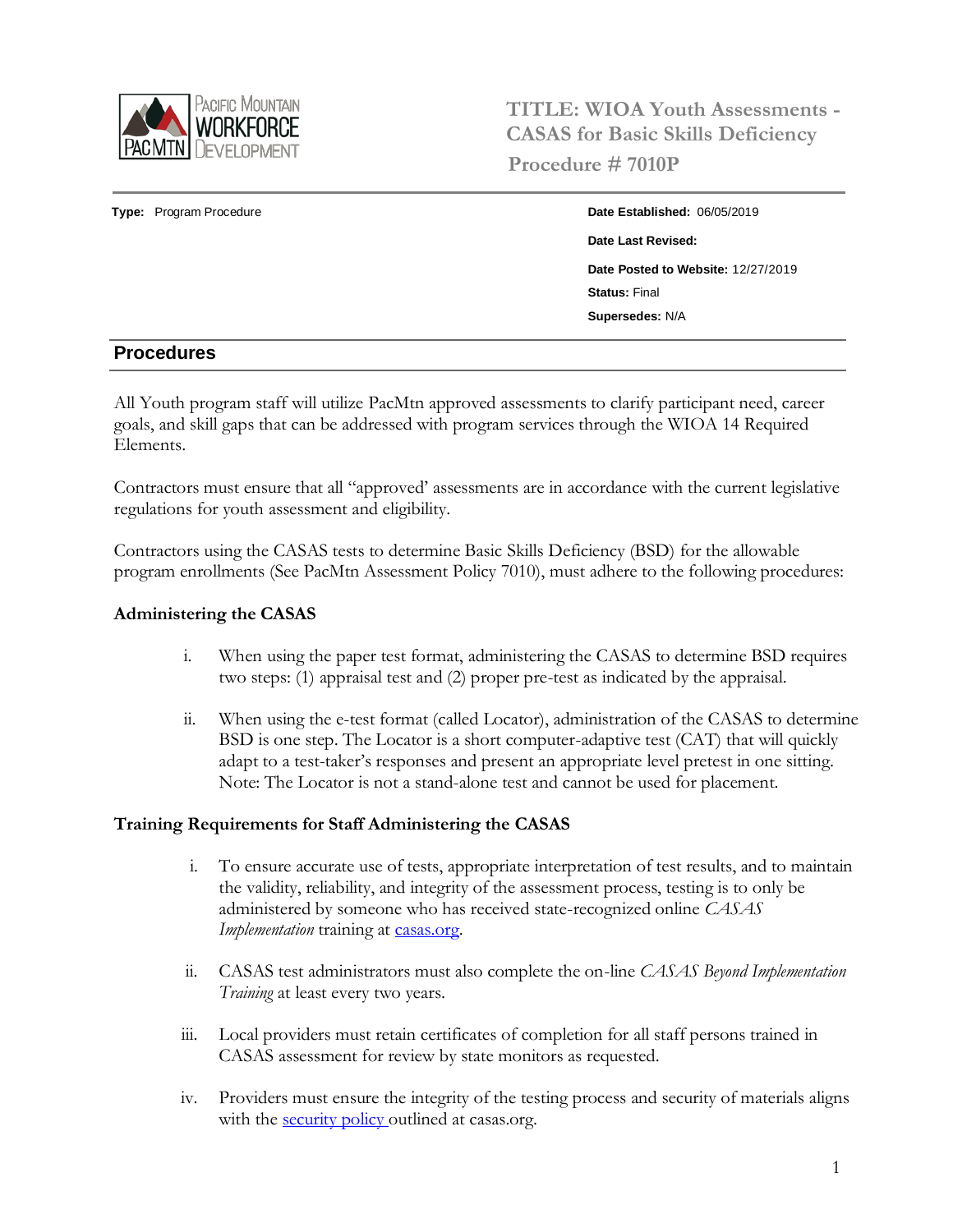Pacific Mountain WORKFORCE DEVELOPMENT

# TITLE: WIOA Youth Assessments - CASAS for Basic Skills Deficiency

**Procedure # 7010P**

**Type:** Program Procedure

**Date Established:** 06/05/2019

**Date Last Revised:**

**Date Posted to Website:** 12/27/2019

**Status:** Final

**Supersedes:** N/A

## Procedures

All Youth program staff will utilize PacMtn approved assessments to clarify participant need, career goals, and skill gaps that can be addressed with program services through the WIOA 14 Required Elements.

Contractors must ensure that all "approved' assessments are in accordance with the current legislative regulations for youth assessment and eligibility.

Contractors using the CASAS tests to determine Basic Skills Deficiency (BSD) for the allowable program enrollments (See PacMtn Assessment Policy 7010), must adhere to the following procedures:

### Administering the CASAS

i. When using the paper test format, administering the CASAS to determine BSD requires two steps: (1) appraisal test and (2) proper pre-test as indicated by the appraisal.

ii. When using the e-test format (called Locator), administration of the CASAS to determine BSD is one step. The Locator is a short computer-adaptive test (CAT) that will quickly adapt to a test-taker's responses and present an appropriate level pretest in one sitting. Note: The Locator is not a stand-alone test and cannot be used for placement.

### Training Requirements for Staff Administering the CASAS

i. To ensure accurate use of tests, appropriate interpretation of test results, and to maintain the validity, reliability, and integrity of the assessment process, testing is to only be administered by someone who has received state-recognized online *CASAS Implementation* training at casas.org.

ii. CASAS test administrators must also complete the on-line *CASAS Beyond Implementation Training* at least every two years.

iii. Local providers must retain certificates of completion for all staff persons trained in CASAS assessment for review by state monitors as requested.

iv. Providers must ensure the integrity of the testing process and security of materials aligns with the security policy outlined at casas.org.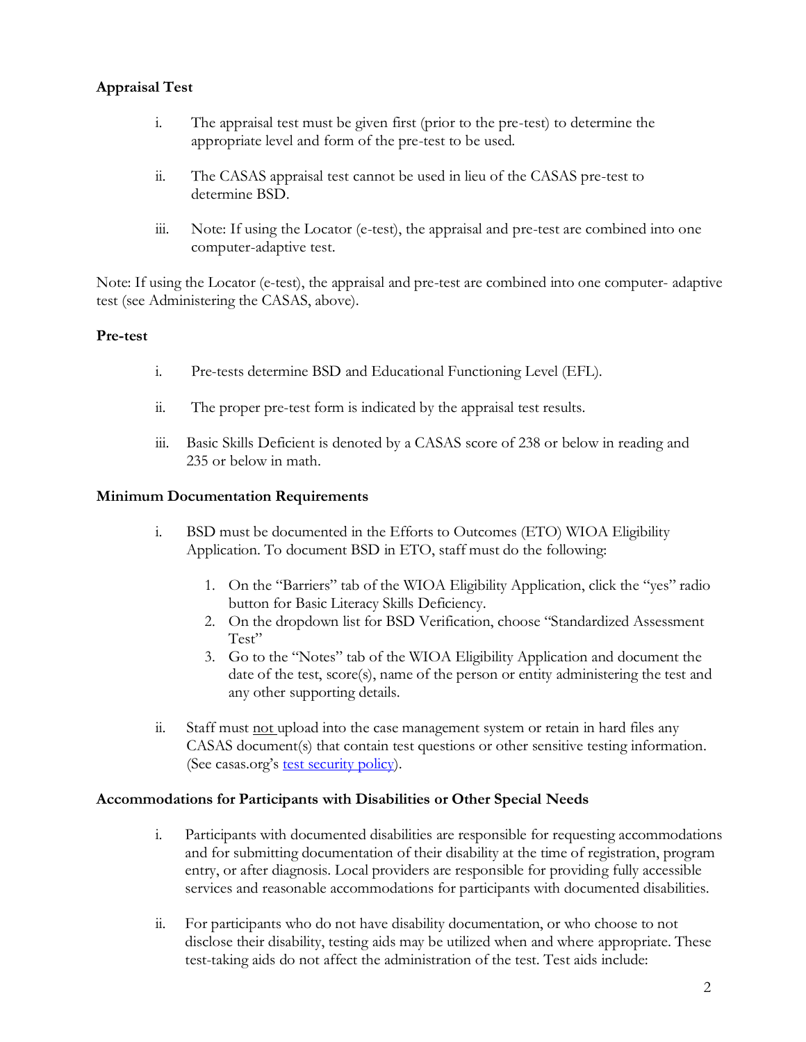**Appraisal Test**

i. The appraisal test must be given first (prior to the pre-test) to determine the appropriate level and form of the pre-test to be used.

ii. The CASAS appraisal test cannot be used in lieu of the CASAS pre-test to determine BSD.

iii. Note: If using the Locator (e-test), the appraisal and pre-test are combined into one computer-adaptive test.

Note: If using the Locator (e-test), the appraisal and pre-test are combined into one computer- adaptive test (see Administering the CASAS, above).

**Pre-test**

i. Pre-tests determine BSD and Educational Functioning Level (EFL).

ii. The proper pre-test form is indicated by the appraisal test results.

iii. Basic Skills Deficient is denoted by a CASAS score of 238 or below in reading and 235 or below in math.

**Minimum Documentation Requirements**

i. BSD must be documented in the Efforts to Outcomes (ETO) WIOA Eligibility Application. To document BSD in ETO, staff must do the following:

   1. On the "Barriers" tab of the WIOA Eligibility Application, click the "yes" radio button for Basic Literacy Skills Deficiency.
   2. On the dropdown list for BSD Verification, choose "Standardized Assessment Test"
   3. Go to the "Notes" tab of the WIOA Eligibility Application and document the date of the test, score(s), name of the person or entity administering the test and any other supporting details.

ii. Staff must <u>not</u> upload into the case management system or retain in hard files any CASAS document(s) that contain test questions or other sensitive testing information. (See casas.org's test security policy).

**Accommodations for Participants with Disabilities or Other Special Needs**

i. Participants with documented disabilities are responsible for requesting accommodations and for submitting documentation of their disability at the time of registration, program entry, or after diagnosis. Local providers are responsible for providing fully accessible services and reasonable accommodations for participants with documented disabilities.

ii. For participants who do not have disability documentation, or who choose to not disclose their disability, testing aids may be utilized when and where appropriate. These test-taking aids do not affect the administration of the test. Test aids include: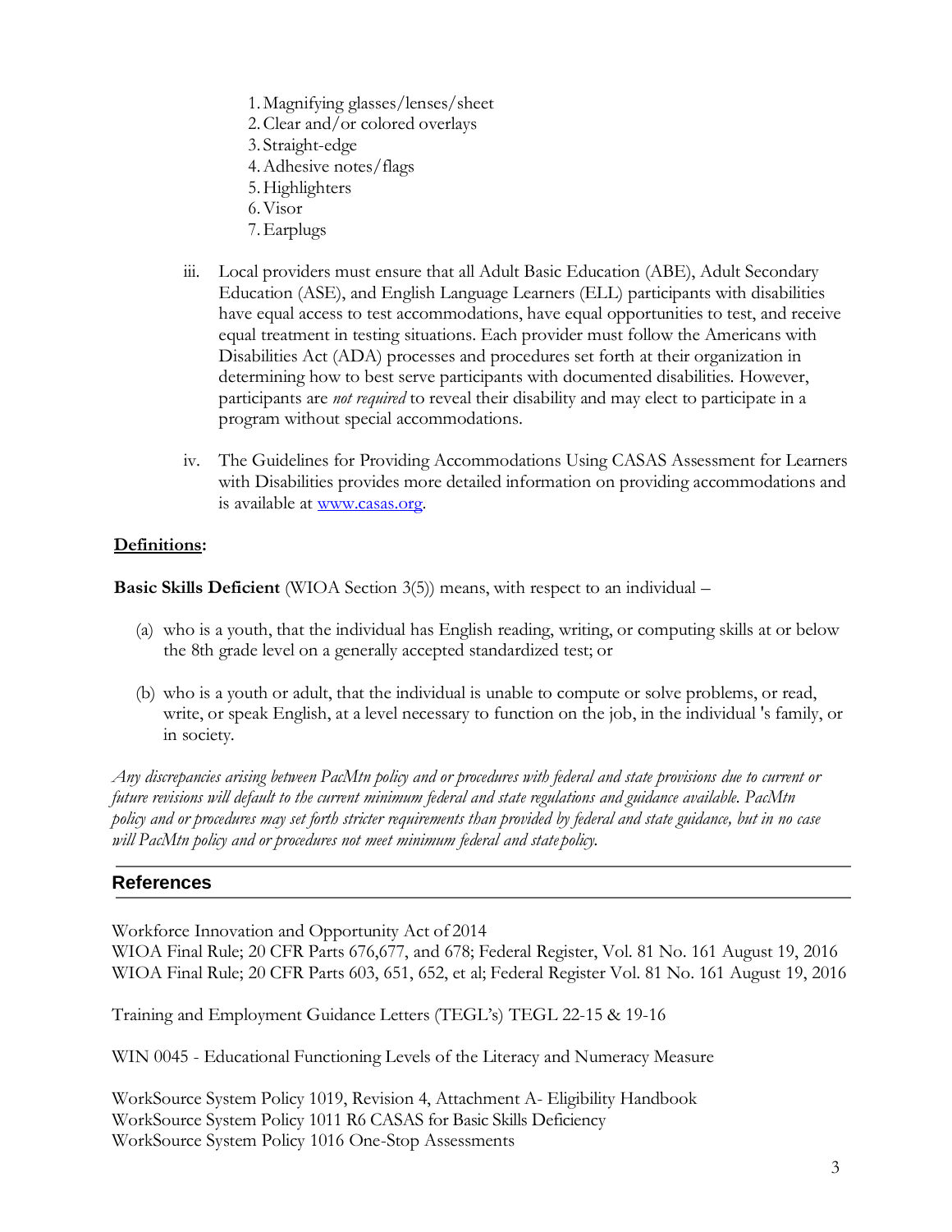1. Magnifying glasses/lenses/sheet
2. Clear and/or colored overlays
3. Straight-edge
4. Adhesive notes/flags
5. Highlighters
6. Visor
7. Earplugs

iii. Local providers must ensure that all Adult Basic Education (ABE), Adult Secondary Education (ASE), and English Language Learners (ELL) participants with disabilities have equal access to test accommodations, have equal opportunities to test, and receive equal treatment in testing situations. Each provider must follow the Americans with Disabilities Act (ADA) processes and procedures set forth at their organization in determining how to best serve participants with documented disabilities. However, participants are *not required* to reveal their disability and may elect to participate in a program without special accommodations.

iv. The Guidelines for Providing Accommodations Using CASAS Assessment for Learners with Disabilities provides more detailed information on providing accommodations and is available at [www.casas.org](www.casas.org).

**Definitions:**

**Basic Skills Deficient** (WIOA Section 3(5)) means, with respect to an individual –

(a) who is a youth, that the individual has English reading, writing, or computing skills at or below the 8th grade level on a generally accepted standardized test; or

(b) who is a youth or adult, that the individual is unable to compute or solve problems, or read, write, or speak English, at a level necessary to function on the job, in the individual 's family, or in society.

*Any discrepancies arising between PacMtn policy and or procedures with federal and state provisions due to current or future revisions will default to the current minimum federal and state regulations and guidance available. PacMtn policy and or procedures may set forth stricter requirements than provided by federal and state guidance, but in no case will PacMtn policy and or procedures not meet minimum federal and state policy.*

## References

Workforce Innovation and Opportunity Act of 2014
WIOA Final Rule; 20 CFR Parts 676,677, and 678; Federal Register, Vol. 81 No. 161 August 19, 2016
WIOA Final Rule; 20 CFR Parts 603, 651, 652, et al; Federal Register Vol. 81 No. 161 August 19, 2016

Training and Employment Guidance Letters (TEGL's) TEGL 22-15 & 19-16

WIN 0045 - Educational Functioning Levels of the Literacy and Numeracy Measure

WorkSource System Policy 1019, Revision 4, Attachment A- Eligibility Handbook
WorkSource System Policy 1011 R6 CASAS for Basic Skills Deficiency
WorkSource System Policy 1016 One-Stop Assessments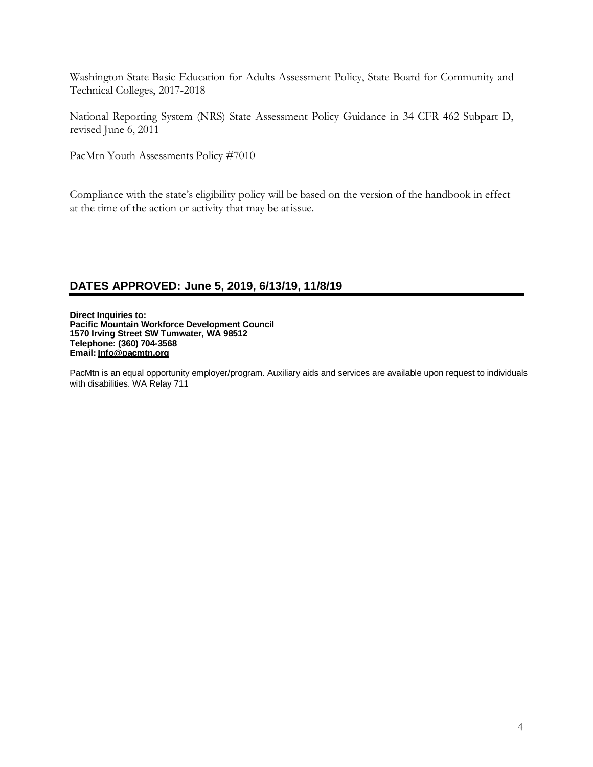Washington State Basic Education for Adults Assessment Policy, State Board for Community and Technical Colleges, 2017-2018

National Reporting System (NRS) State Assessment Policy Guidance in 34 CFR 462 Subpart D, revised June 6, 2011

PacMtn Youth Assessments Policy #7010

Compliance with the state's eligibility policy will be based on the version of the handbook in effect at the time of the action or activity that may be at issue.

## DATES APPROVED: June 5, 2019, 6/13/19, 11/8/19

**Direct Inquiries to:**
**Pacific Mountain Workforce Development Council**
**1570 Irving Street SW Tumwater, WA 98512**
**Telephone: (360) 704-3568**
**Email: Info@pacmtn.org**

PacMtn is an equal opportunity employer/program. Auxiliary aids and services are available upon request to individuals with disabilities. WA Relay 711